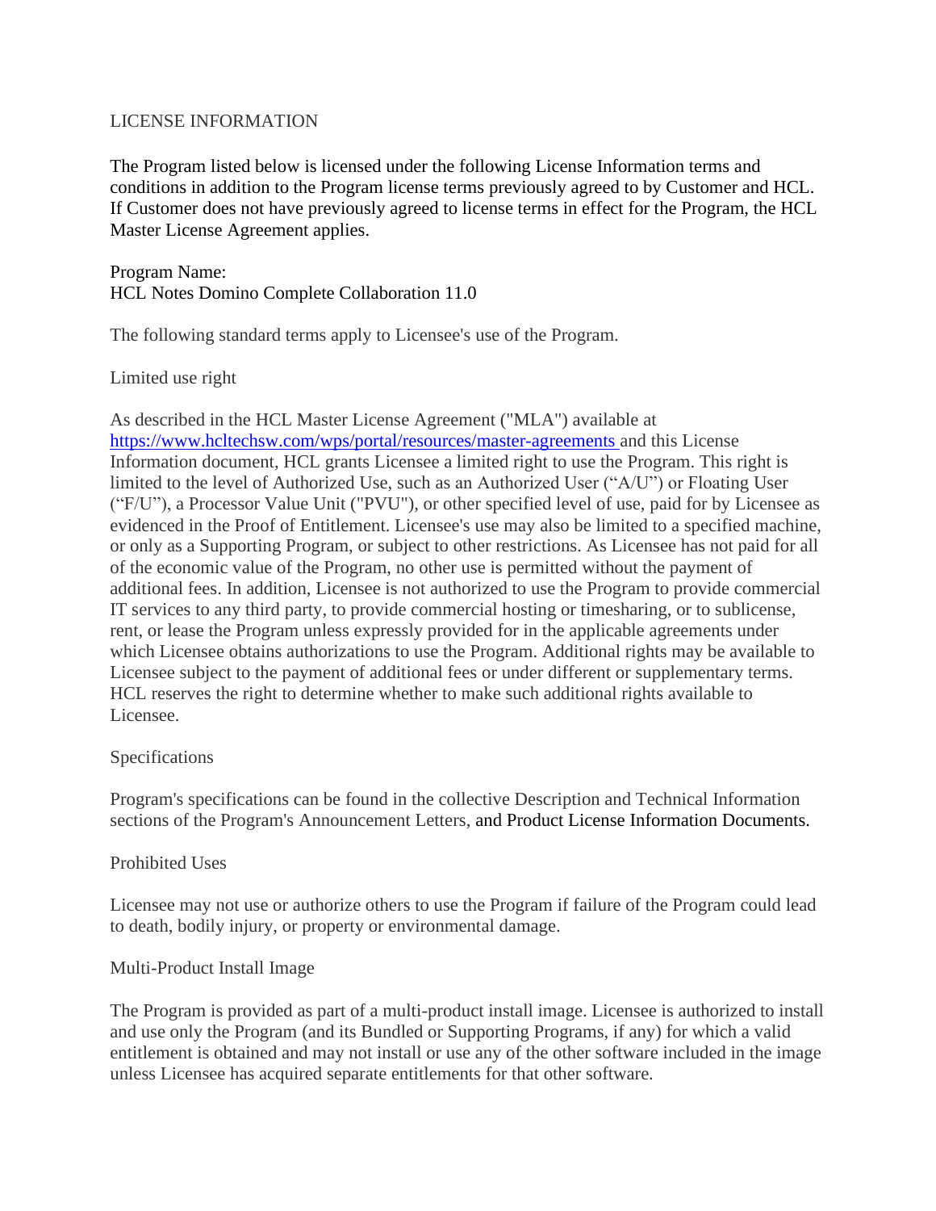# LICENSE INFORMATION

The Program listed below is licensed under the following License Information terms and conditions in addition to the Program license terms previously agreed to by Customer and HCL. If Customer does not have previously agreed to license terms in effect for the Program, the HCL Master License Agreement applies.

Program Name:
HCL Notes Domino Complete Collaboration 11.0

The following standard terms apply to Licensee's use of the Program.

## Limited use right

As described in the HCL Master License Agreement ("MLA") available at https://www.hcltechsw.com/wps/portal/resources/master-agreements and this License Information document, HCL grants Licensee a limited right to use the Program. This right is limited to the level of Authorized Use, such as an Authorized User ("A/U") or Floating User ("F/U"), a Processor Value Unit ("PVU"), or other specified level of use, paid for by Licensee as evidenced in the Proof of Entitlement. Licensee's use may also be limited to a specified machine, or only as a Supporting Program, or subject to other restrictions. As Licensee has not paid for all of the economic value of the Program, no other use is permitted without the payment of additional fees. In addition, Licensee is not authorized to use the Program to provide commercial IT services to any third party, to provide commercial hosting or timesharing, or to sublicense, rent, or lease the Program unless expressly provided for in the applicable agreements under which Licensee obtains authorizations to use the Program. Additional rights may be available to Licensee subject to the payment of additional fees or under different or supplementary terms. HCL reserves the right to determine whether to make such additional rights available to Licensee.

## Specifications

Program's specifications can be found in the collective Description and Technical Information sections of the Program's Announcement Letters, and Product License Information Documents.

## Prohibited Uses

Licensee may not use or authorize others to use the Program if failure of the Program could lead to death, bodily injury, or property or environmental damage.

## Multi-Product Install Image

The Program is provided as part of a multi-product install image. Licensee is authorized to install and use only the Program (and its Bundled or Supporting Programs, if any) for which a valid entitlement is obtained and may not install or use any of the other software included in the image unless Licensee has acquired separate entitlements for that other software.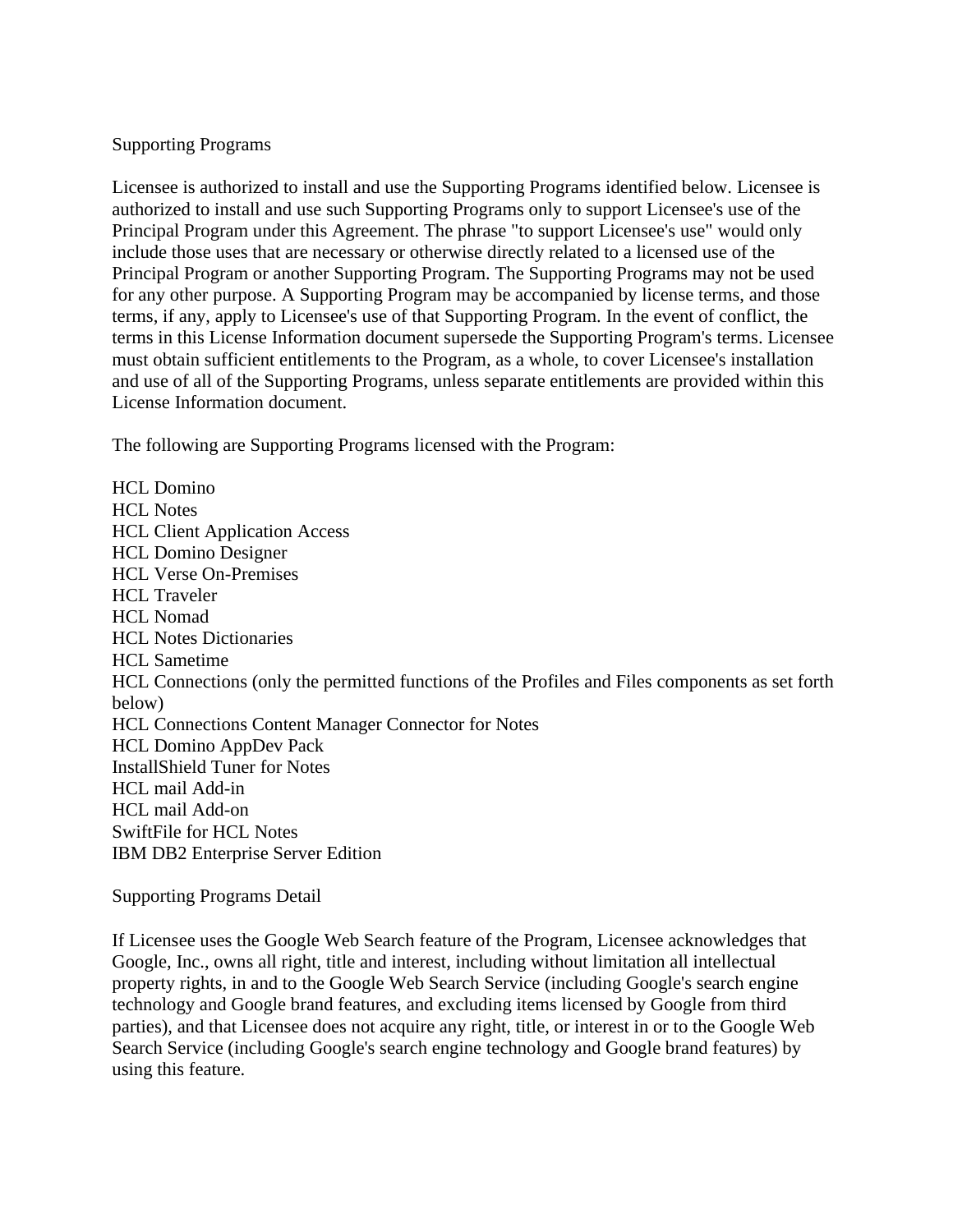## Supporting Programs

Licensee is authorized to install and use the Supporting Programs identified below. Licensee is authorized to install and use such Supporting Programs only to support Licensee's use of the Principal Program under this Agreement. The phrase "to support Licensee's use" would only include those uses that are necessary or otherwise directly related to a licensed use of the Principal Program or another Supporting Program. The Supporting Programs may not be used for any other purpose. A Supporting Program may be accompanied by license terms, and those terms, if any, apply to Licensee's use of that Supporting Program. In the event of conflict, the terms in this License Information document supersede the Supporting Program's terms. Licensee must obtain sufficient entitlements to the Program, as a whole, to cover Licensee's installation and use of all of the Supporting Programs, unless separate entitlements are provided within this License Information document.

The following are Supporting Programs licensed with the Program:

HCL Domino
HCL Notes
HCL Client Application Access
HCL Domino Designer
HCL Verse On-Premises
HCL Traveler
HCL Nomad
HCL Notes Dictionaries
HCL Sametime
HCL Connections (only the permitted functions of the Profiles and Files components as set forth below)
HCL Connections Content Manager Connector for Notes
HCL Domino AppDev Pack
InstallShield Tuner for Notes
HCL mail Add-in
HCL mail Add-on
SwiftFile for HCL Notes
IBM DB2 Enterprise Server Edition

## Supporting Programs Detail

If Licensee uses the Google Web Search feature of the Program, Licensee acknowledges that Google, Inc., owns all right, title and interest, including without limitation all intellectual property rights, in and to the Google Web Search Service (including Google's search engine technology and Google brand features, and excluding items licensed by Google from third parties), and that Licensee does not acquire any right, title, or interest in or to the Google Web Search Service (including Google's search engine technology and Google brand features) by using this feature.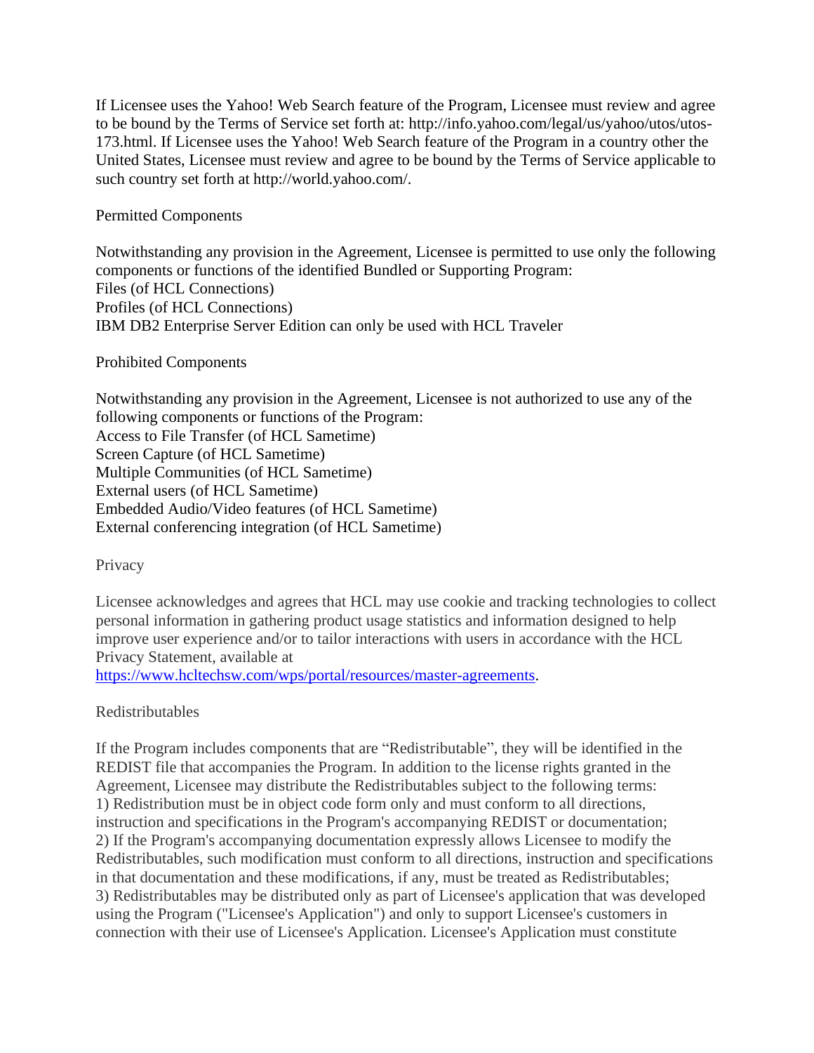If Licensee uses the Yahoo! Web Search feature of the Program, Licensee must review and agree to be bound by the Terms of Service set forth at: http://info.yahoo.com/legal/us/yahoo/utos/utos-173.html. If Licensee uses the Yahoo! Web Search feature of the Program in a country other the United States, Licensee must review and agree to be bound by the Terms of Service applicable to such country set forth at http://world.yahoo.com/.

## Permitted Components

Notwithstanding any provision in the Agreement, Licensee is permitted to use only the following components or functions of the identified Bundled or Supporting Program:
Files (of HCL Connections)
Profiles (of HCL Connections)
IBM DB2 Enterprise Server Edition can only be used with HCL Traveler

## Prohibited Components

Notwithstanding any provision in the Agreement, Licensee is not authorized to use any of the following components or functions of the Program:
Access to File Transfer (of HCL Sametime)
Screen Capture (of HCL Sametime)
Multiple Communities (of HCL Sametime)
External users (of HCL Sametime)
Embedded Audio/Video features (of HCL Sametime)
External conferencing integration (of HCL Sametime)

## Privacy

Licensee acknowledges and agrees that HCL may use cookie and tracking technologies to collect personal information in gathering product usage statistics and information designed to help improve user experience and/or to tailor interactions with users in accordance with the HCL Privacy Statement, available at
[https://www.hcltechsw.com/wps/portal/resources/master-agreements](https://www.hcltechsw.com/wps/portal/resources/master-agreements).

## Redistributables

If the Program includes components that are "Redistributable", they will be identified in the REDIST file that accompanies the Program. In addition to the license rights granted in the Agreement, Licensee may distribute the Redistributables subject to the following terms:
1) Redistribution must be in object code form only and must conform to all directions, instruction and specifications in the Program's accompanying REDIST or documentation;
2) If the Program's accompanying documentation expressly allows Licensee to modify the Redistributables, such modification must conform to all directions, instruction and specifications in that documentation and these modifications, if any, must be treated as Redistributables;
3) Redistributables may be distributed only as part of Licensee's application that was developed using the Program ("Licensee's Application") and only to support Licensee's customers in connection with their use of Licensee's Application. Licensee's Application must constitute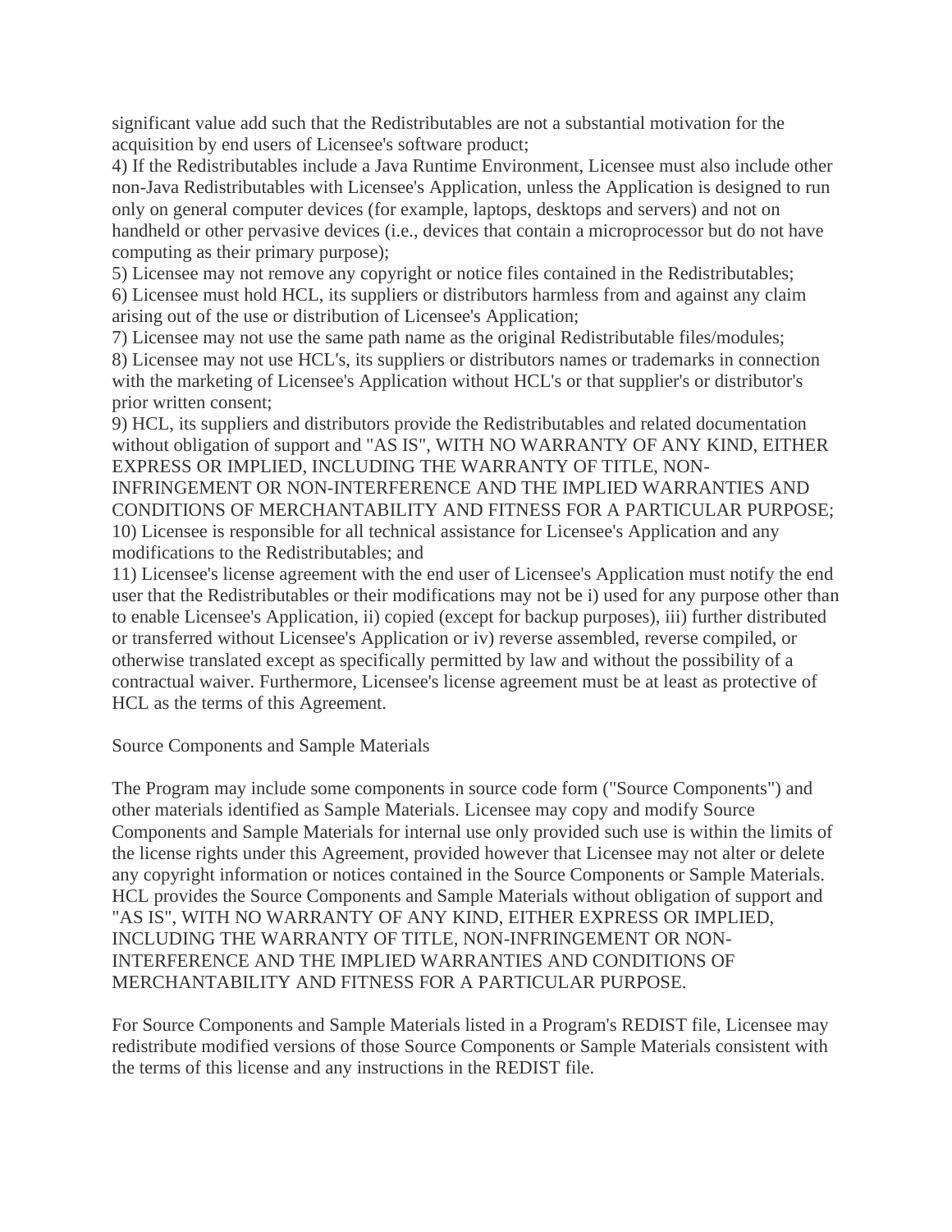significant value add such that the Redistributables are not a substantial motivation for the acquisition by end users of Licensee's software product;
4) If the Redistributables include a Java Runtime Environment, Licensee must also include other non-Java Redistributables with Licensee's Application, unless the Application is designed to run only on general computer devices (for example, laptops, desktops and servers) and not on handheld or other pervasive devices (i.e., devices that contain a microprocessor but do not have computing as their primary purpose);
5) Licensee may not remove any copyright or notice files contained in the Redistributables;
6) Licensee must hold HCL, its suppliers or distributors harmless from and against any claim arising out of the use or distribution of Licensee's Application;
7) Licensee may not use the same path name as the original Redistributable files/modules;
8) Licensee may not use HCL's, its suppliers or distributors names or trademarks in connection with the marketing of Licensee's Application without HCL's or that supplier's or distributor's prior written consent;
9) HCL, its suppliers and distributors provide the Redistributables and related documentation without obligation of support and "AS IS", WITH NO WARRANTY OF ANY KIND, EITHER EXPRESS OR IMPLIED, INCLUDING THE WARRANTY OF TITLE, NON-INFRINGEMENT OR NON-INTERFERENCE AND THE IMPLIED WARRANTIES AND CONDITIONS OF MERCHANTABILITY AND FITNESS FOR A PARTICULAR PURPOSE;
10) Licensee is responsible for all technical assistance for Licensee's Application and any modifications to the Redistributables; and
11) Licensee's license agreement with the end user of Licensee's Application must notify the end user that the Redistributables or their modifications may not be i) used for any purpose other than to enable Licensee's Application, ii) copied (except for backup purposes), iii) further distributed or transferred without Licensee's Application or iv) reverse assembled, reverse compiled, or otherwise translated except as specifically permitted by law and without the possibility of a contractual waiver. Furthermore, Licensee's license agreement must be at least as protective of HCL as the terms of this Agreement.

Source Components and Sample Materials

The Program may include some components in source code form ("Source Components") and other materials identified as Sample Materials. Licensee may copy and modify Source Components and Sample Materials for internal use only provided such use is within the limits of the license rights under this Agreement, provided however that Licensee may not alter or delete any copyright information or notices contained in the Source Components or Sample Materials. HCL provides the Source Components and Sample Materials without obligation of support and "AS IS", WITH NO WARRANTY OF ANY KIND, EITHER EXPRESS OR IMPLIED, INCLUDING THE WARRANTY OF TITLE, NON-INFRINGEMENT OR NON-INTERFERENCE AND THE IMPLIED WARRANTIES AND CONDITIONS OF MERCHANTABILITY AND FITNESS FOR A PARTICULAR PURPOSE.

For Source Components and Sample Materials listed in a Program's REDIST file, Licensee may redistribute modified versions of those Source Components or Sample Materials consistent with the terms of this license and any instructions in the REDIST file.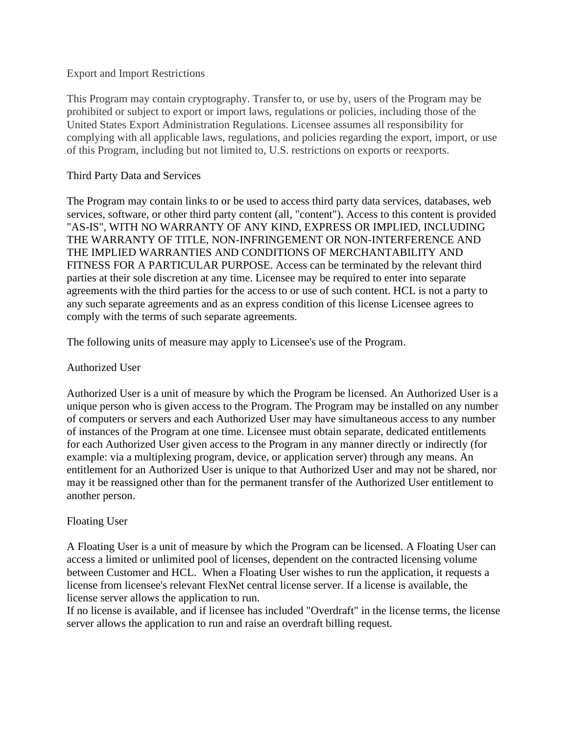## Export and Import Restrictions

This Program may contain cryptography. Transfer to, or use by, users of the Program may be prohibited or subject to export or import laws, regulations or policies, including those of the United States Export Administration Regulations. Licensee assumes all responsibility for complying with all applicable laws, regulations, and policies regarding the export, import, or use of this Program, including but not limited to, U.S. restrictions on exports or reexports.

## Third Party Data and Services

The Program may contain links to or be used to access third party data services, databases, web services, software, or other third party content (all, "content"). Access to this content is provided "AS-IS", WITH NO WARRANTY OF ANY KIND, EXPRESS OR IMPLIED, INCLUDING THE WARRANTY OF TITLE, NON-INFRINGEMENT OR NON-INTERFERENCE AND THE IMPLIED WARRANTIES AND CONDITIONS OF MERCHANTABILITY AND FITNESS FOR A PARTICULAR PURPOSE. Access can be terminated by the relevant third parties at their sole discretion at any time. Licensee may be required to enter into separate agreements with the third parties for the access to or use of such content. HCL is not a party to any such separate agreements and as an express condition of this license Licensee agrees to comply with the terms of such separate agreements.

The following units of measure may apply to Licensee's use of the Program.

## Authorized User

Authorized User is a unit of measure by which the Program be licensed. An Authorized User is a unique person who is given access to the Program. The Program may be installed on any number of computers or servers and each Authorized User may have simultaneous access to any number of instances of the Program at one time. Licensee must obtain separate, dedicated entitlements for each Authorized User given access to the Program in any manner directly or indirectly (for example: via a multiplexing program, device, or application server) through any means. An entitlement for an Authorized User is unique to that Authorized User and may not be shared, nor may it be reassigned other than for the permanent transfer of the Authorized User entitlement to another person.

## Floating User

A Floating User is a unit of measure by which the Program can be licensed. A Floating User can access a limited or unlimited pool of licenses, dependent on the contracted licensing volume between Customer and HCL. When a Floating User wishes to run the application, it requests a license from licensee's relevant FlexNet central license server. If a license is available, the license server allows the application to run.
If no license is available, and if licensee has included "Overdraft" in the license terms, the license server allows the application to run and raise an overdraft billing request.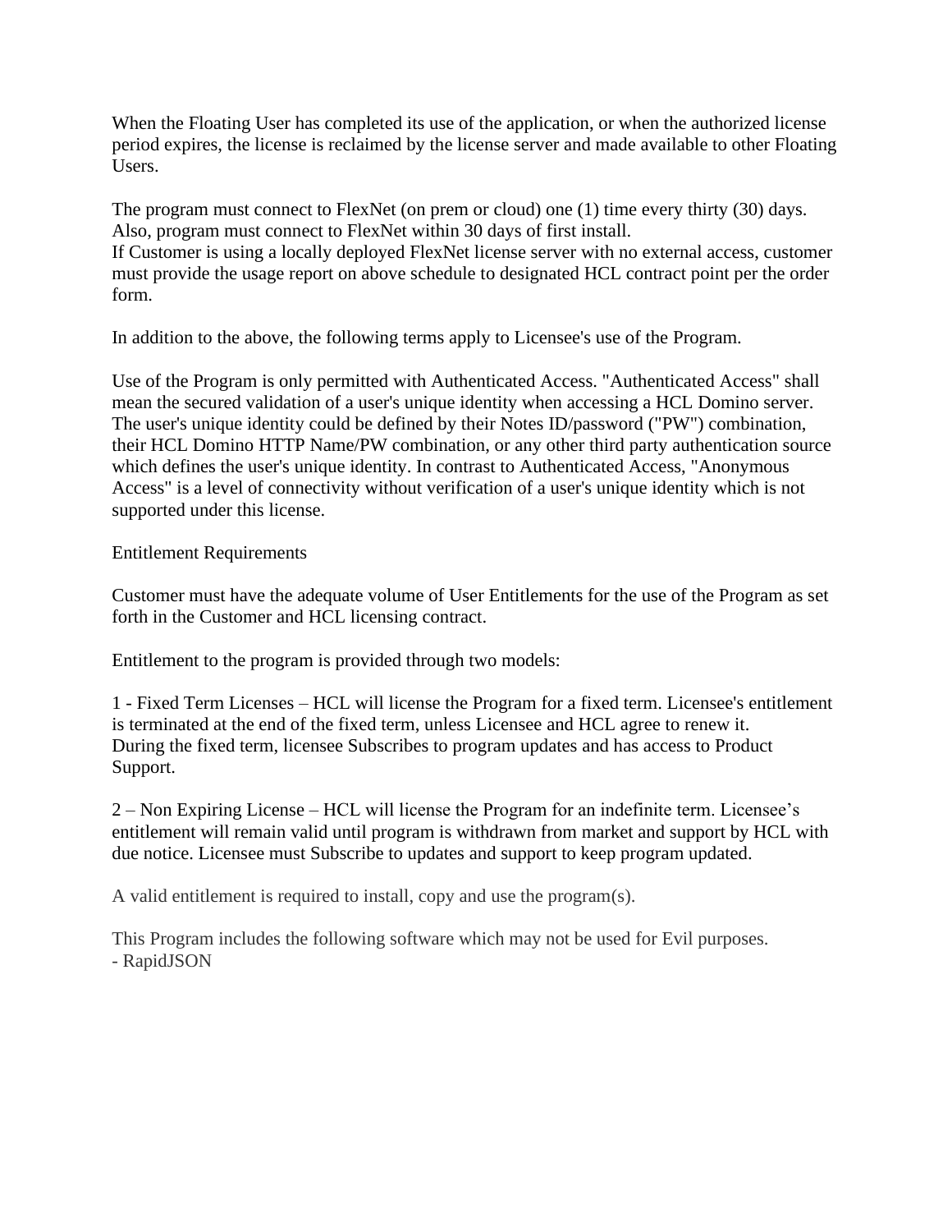When the Floating User has completed its use of the application, or when the authorized license period expires, the license is reclaimed by the license server and made available to other Floating Users.

The program must connect to FlexNet (on prem or cloud) one (1) time every thirty (30) days. Also, program must connect to FlexNet within 30 days of first install.
If Customer is using a locally deployed FlexNet license server with no external access, customer must provide the usage report on above schedule to designated HCL contract point per the order form.

In addition to the above, the following terms apply to Licensee's use of the Program.

Use of the Program is only permitted with Authenticated Access. "Authenticated Access" shall mean the secured validation of a user's unique identity when accessing a HCL Domino server. The user's unique identity could be defined by their Notes ID/password ("PW") combination, their HCL Domino HTTP Name/PW combination, or any other third party authentication source which defines the user's unique identity. In contrast to Authenticated Access, "Anonymous Access" is a level of connectivity without verification of a user's unique identity which is not supported under this license.

Entitlement Requirements

Customer must have the adequate volume of User Entitlements for the use of the Program as set forth in the Customer and HCL licensing contract.

Entitlement to the program is provided through two models:

1 - Fixed Term Licenses – HCL will license the Program for a fixed term. Licensee's entitlement is terminated at the end of the fixed term, unless Licensee and HCL agree to renew it.
During the fixed term, licensee Subscribes to program updates and has access to Product Support.

2 – Non Expiring License – HCL will license the Program for an indefinite term. Licensee's entitlement will remain valid until program is withdrawn from market and support by HCL with due notice. Licensee must Subscribe to updates and support to keep program updated.

A valid entitlement is required to install, copy and use the program(s).

This Program includes the following software which may not be used for Evil purposes.
- RapidJSON